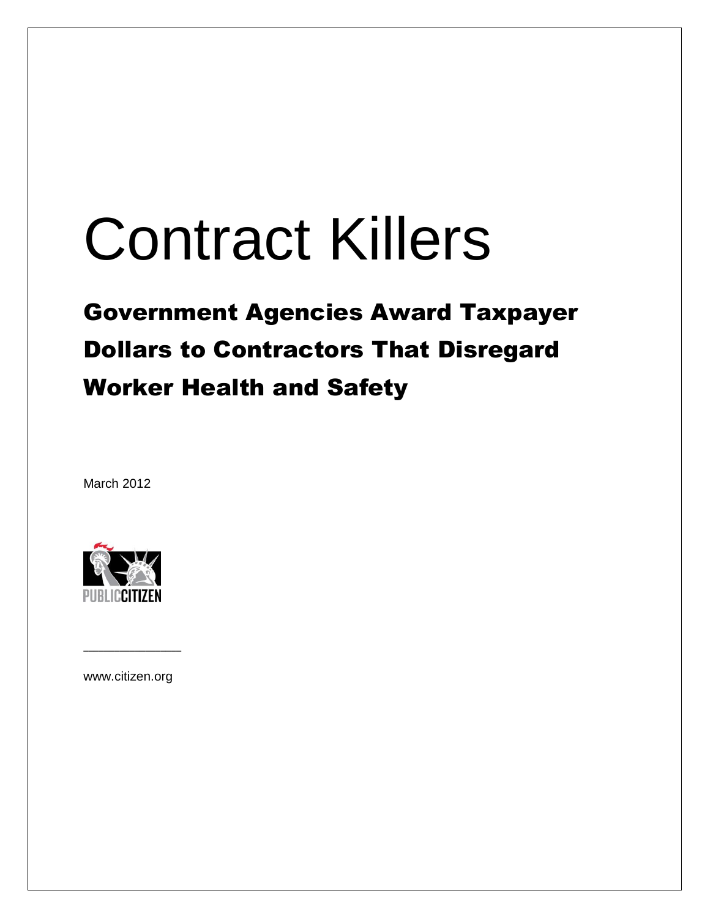# Contract Killers

## Government Agencies Award Taxpayer Dollars to Contractors That Disregard Worker Health and Safety

March 2012

PUBLIC CITIZEN

www.citizen.org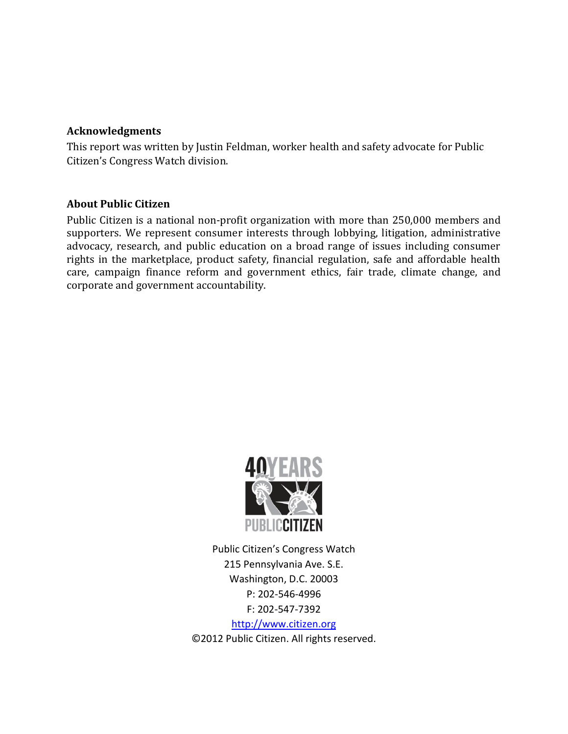## Acknowledgments

This report was written by Justin Feldman, worker health and safety advocate for Public Citizen's Congress Watch division.

## About Public Citizen

Public Citizen is a national non-profit organization with more than 250,000 members and supporters. We represent consumer interests through lobbying, litigation, administrative advocacy, research, and public education on a broad range of issues including consumer rights in the marketplace, product safety, financial regulation, safe and affordable health care, campaign finance reform and government ethics, fair trade, climate change, and corporate and government accountability.

Public Citizen's Congress Watch
215 Pennsylvania Ave. S.E.
Washington, D.C. 20003
P: 202-546-4996
F: 202-547-7392
http://www.citizen.org
©2012 Public Citizen. All rights reserved.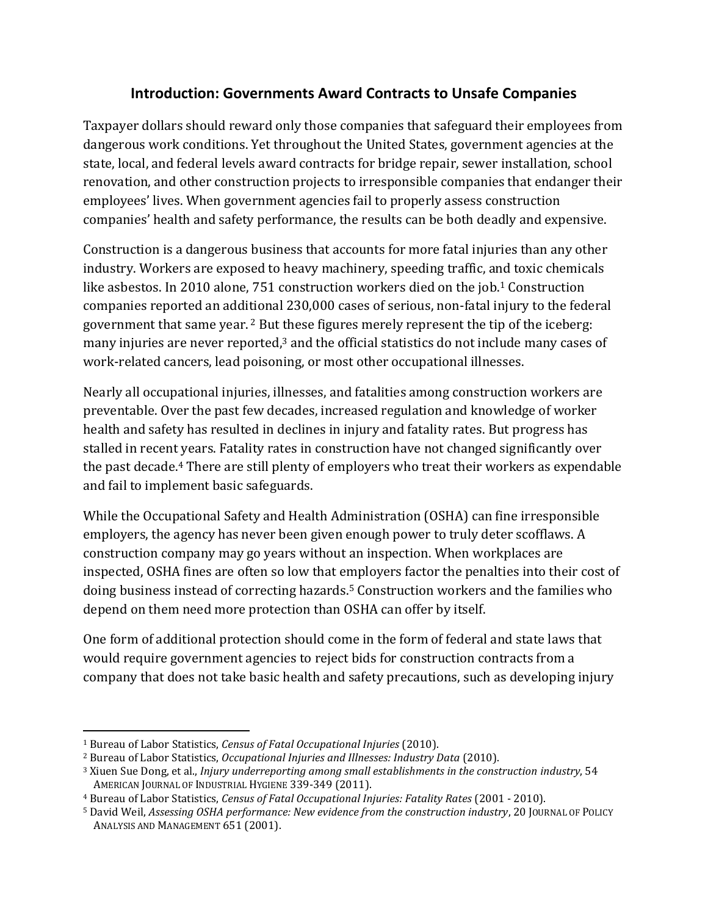## Introduction: Governments Award Contracts to Unsafe Companies

Taxpayer dollars should reward only those companies that safeguard their employees from dangerous work conditions. Yet throughout the United States, government agencies at the state, local, and federal levels award contracts for bridge repair, sewer installation, school renovation, and other construction projects to irresponsible companies that endanger their employees' lives. When government agencies fail to properly assess construction companies' health and safety performance, the results can be both deadly and expensive.

Construction is a dangerous business that accounts for more fatal injuries than any other industry. Workers are exposed to heavy machinery, speeding traffic, and toxic chemicals like asbestos. In 2010 alone, 751 construction workers died on the job.[1] Construction companies reported an additional 230,000 cases of serious, non-fatal injury to the federal government that same year.[2] But these figures merely represent the tip of the iceberg: many injuries are never reported,[3] and the official statistics do not include many cases of work-related cancers, lead poisoning, or most other occupational illnesses.

Nearly all occupational injuries, illnesses, and fatalities among construction workers are preventable. Over the past few decades, increased regulation and knowledge of worker health and safety has resulted in declines in injury and fatality rates. But progress has stalled in recent years. Fatality rates in construction have not changed significantly over the past decade.[4] There are still plenty of employers who treat their workers as expendable and fail to implement basic safeguards.

While the Occupational Safety and Health Administration (OSHA) can fine irresponsible employers, the agency has never been given enough power to truly deter scofflaws. A construction company may go years without an inspection. When workplaces are inspected, OSHA fines are often so low that employers factor the penalties into their cost of doing business instead of correcting hazards.[5] Construction workers and the families who depend on them need more protection than OSHA can offer by itself.

One form of additional protection should come in the form of federal and state laws that would require government agencies to reject bids for construction contracts from a company that does not take basic health and safety precautions, such as developing injury

---

[1] Bureau of Labor Statistics, *Census of Fatal Occupational Injuries* (2010).

[2] Bureau of Labor Statistics, *Occupational Injuries and Illnesses: Industry Data* (2010).

[3] Xiuen Sue Dong, et al., *Injury underreporting among small establishments in the construction industry*, 54 American Journal of Industrial Hygiene 339-349 (2011).

[4] Bureau of Labor Statistics, *Census of Fatal Occupational Injuries: Fatality Rates* (2001 - 2010).

[5] David Weil, *Assessing OSHA performance: New evidence from the construction industry*, 20 Journal of Policy Analysis and Management 651 (2001).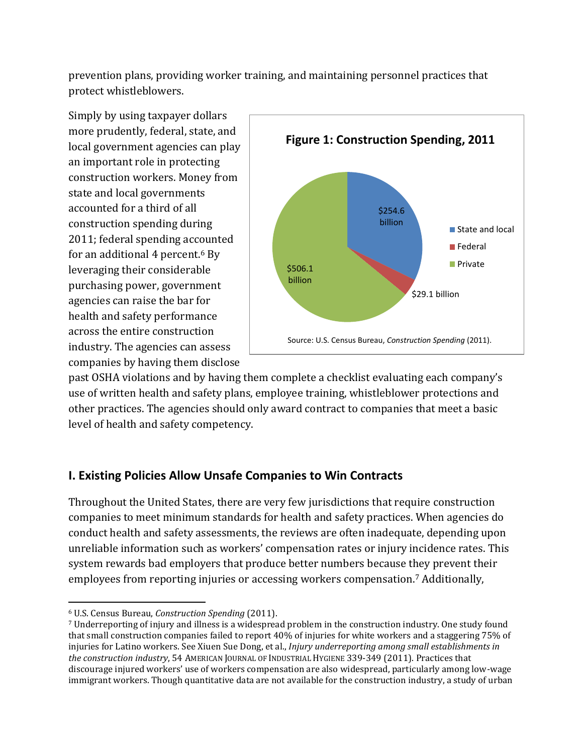prevention plans, providing worker training, and maintaining personnel practices that protect whistleblowers.

Simply by using taxpayer dollars more prudently, federal, state, and local government agencies can play an important role in protecting construction workers. Money from state and local governments accounted for a third of all construction spending during 2011; federal spending accounted for an additional 4 percent.[6] By leveraging their considerable purchasing power, government agencies can raise the bar for health and safety performance across the entire construction industry. The agencies can assess companies by having them disclose past OSHA violations and by having them complete a checklist evaluating each company's use of written health and safety plans, employee training, whistleblower protections and other practices. The agencies should only award contract to companies that meet a basic level of health and safety competency.

**Figure 1: Construction Spending, 2011**

| Category | Spending |
|---|---|
| State and local | $254.6 billion |
| Federal | $29.1 billion |
| Private | $506.1 billion |

Source: U.S. Census Bureau, *Construction Spending* (2011).

## I. Existing Policies Allow Unsafe Companies to Win Contracts

Throughout the United States, there are very few jurisdictions that require construction companies to meet minimum standards for health and safety practices. When agencies do conduct health and safety assessments, the reviews are often inadequate, depending upon unreliable information such as workers' compensation rates or injury incidence rates. This system rewards bad employers that produce better numbers because they prevent their employees from reporting injuries or accessing workers compensation.[7] Additionally,

---

[6] U.S. Census Bureau, *Construction Spending* (2011).

[7] Underreporting of injury and illness is a widespread problem in the construction industry. One study found that small construction companies failed to report 40% of injuries for white workers and a staggering 75% of injuries for Latino workers. See Xiuen Sue Dong, et al., *Injury underreporting among small establishments in the construction industry*, 54 American Journal of Industrial Hygiene 339-349 (2011). Practices that discourage injured workers' use of workers compensation are also widespread, particularly among low-wage immigrant workers. Though quantitative data are not available for the construction industry, a study of urban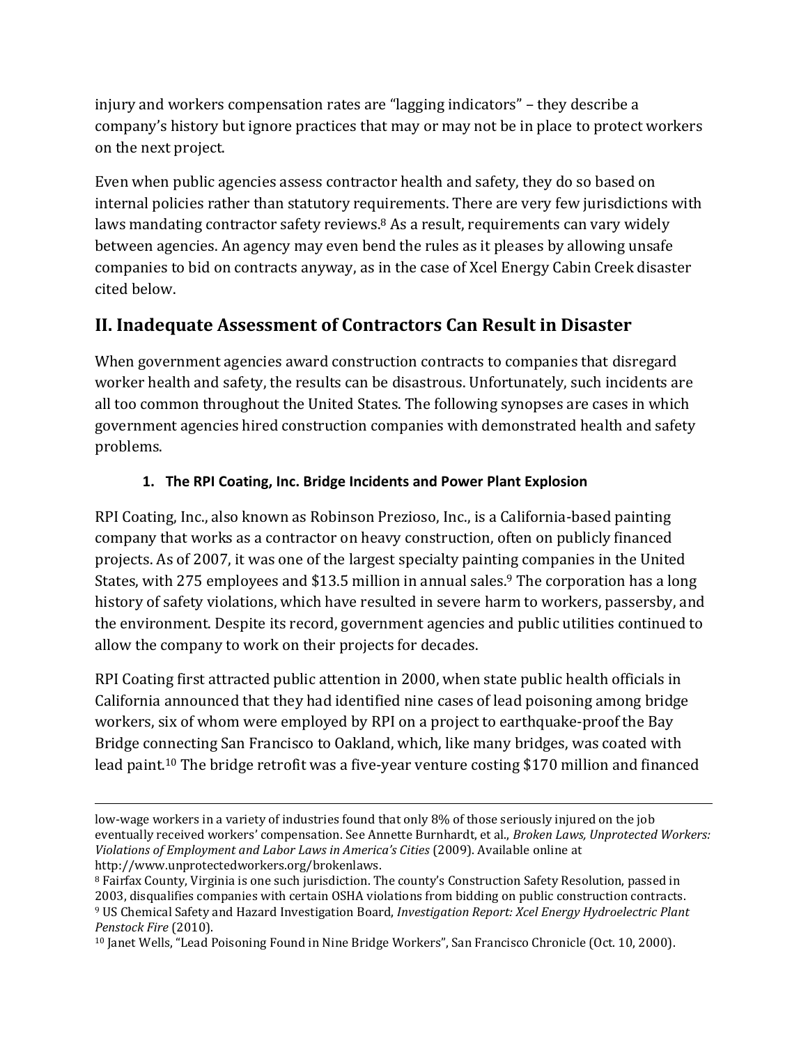injury and workers compensation rates are "lagging indicators" – they describe a company's history but ignore practices that may or may not be in place to protect workers on the next project.

Even when public agencies assess contractor health and safety, they do so based on internal policies rather than statutory requirements. There are very few jurisdictions with laws mandating contractor safety reviews.[8] As a result, requirements can vary widely between agencies. An agency may even bend the rules as it pleases by allowing unsafe companies to bid on contracts anyway, as in the case of Xcel Energy Cabin Creek disaster cited below.

## II. Inadequate Assessment of Contractors Can Result in Disaster

When government agencies award construction contracts to companies that disregard worker health and safety, the results can be disastrous. Unfortunately, such incidents are all too common throughout the United States. The following synopses are cases in which government agencies hired construction companies with demonstrated health and safety problems.

### 1. The RPI Coating, Inc. Bridge Incidents and Power Plant Explosion

RPI Coating, Inc., also known as Robinson Prezioso, Inc., is a California-based painting company that works as a contractor on heavy construction, often on publicly financed projects. As of 2007, it was one of the largest specialty painting companies in the United States, with 275 employees and $13.5 million in annual sales.[9] The corporation has a long history of safety violations, which have resulted in severe harm to workers, passersby, and the environment. Despite its record, government agencies and public utilities continued to allow the company to work on their projects for decades.

RPI Coating first attracted public attention in 2000, when state public health officials in California announced that they had identified nine cases of lead poisoning among bridge workers, six of whom were employed by RPI on a project to earthquake-proof the Bay Bridge connecting San Francisco to Oakland, which, like many bridges, was coated with lead paint.[10] The bridge retrofit was a five-year venture costing $170 million and financed

---

low-wage workers in a variety of industries found that only 8% of those seriously injured on the job eventually received workers' compensation. See Annette Burnhardt, et al., *Broken Laws, Unprotected Workers: Violations of Employment and Labor Laws in America's Cities* (2009). Available online at http://www.unprotectedworkers.org/brokenlaws.

[8] Fairfax County, Virginia is one such jurisdiction. The county's Construction Safety Resolution, passed in 2003, disqualifies companies with certain OSHA violations from bidding on public construction contracts.

[9] US Chemical Safety and Hazard Investigation Board, *Investigation Report: Xcel Energy Hydroelectric Plant Penstock Fire* (2010).

[10] Janet Wells, "Lead Poisoning Found in Nine Bridge Workers", San Francisco Chronicle (Oct. 10, 2000).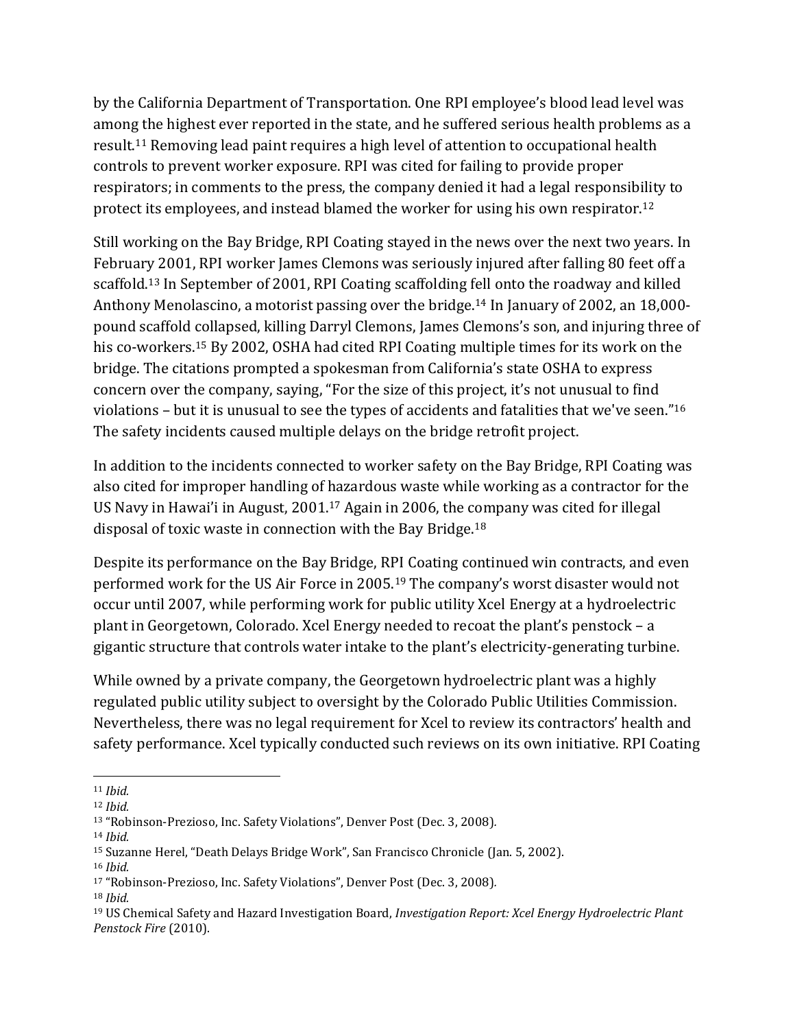by the California Department of Transportation. One RPI employee's blood lead level was among the highest ever reported in the state, and he suffered serious health problems as a result.[11] Removing lead paint requires a high level of attention to occupational health controls to prevent worker exposure. RPI was cited for failing to provide proper respirators; in comments to the press, the company denied it had a legal responsibility to protect its employees, and instead blamed the worker for using his own respirator.[12]

Still working on the Bay Bridge, RPI Coating stayed in the news over the next two years. In February 2001, RPI worker James Clemons was seriously injured after falling 80 feet off a scaffold.[13] In September of 2001, RPI Coating scaffolding fell onto the roadway and killed Anthony Menolascino, a motorist passing over the bridge.[14] In January of 2002, an 18,000-pound scaffold collapsed, killing Darryl Clemons, James Clemons's son, and injuring three of his co-workers.[15] By 2002, OSHA had cited RPI Coating multiple times for its work on the bridge. The citations prompted a spokesman from California's state OSHA to express concern over the company, saying, "For the size of this project, it's not unusual to find violations – but it is unusual to see the types of accidents and fatalities that we've seen."[16] The safety incidents caused multiple delays on the bridge retrofit project.

In addition to the incidents connected to worker safety on the Bay Bridge, RPI Coating was also cited for improper handling of hazardous waste while working as a contractor for the US Navy in Hawai'i in August, 2001.[17] Again in 2006, the company was cited for illegal disposal of toxic waste in connection with the Bay Bridge.[18]

Despite its performance on the Bay Bridge, RPI Coating continued win contracts, and even performed work for the US Air Force in 2005.[19] The company's worst disaster would not occur until 2007, while performing work for public utility Xcel Energy at a hydroelectric plant in Georgetown, Colorado. Xcel Energy needed to recoat the plant's penstock – a gigantic structure that controls water intake to the plant's electricity-generating turbine.

While owned by a private company, the Georgetown hydroelectric plant was a highly regulated public utility subject to oversight by the Colorado Public Utilities Commission. Nevertheless, there was no legal requirement for Xcel to review its contractors' health and safety performance. Xcel typically conducted such reviews on its own initiative. RPI Coating

---

[11] *Ibid.*
[12] *Ibid.*
[13] "Robinson-Prezioso, Inc. Safety Violations", Denver Post (Dec. 3, 2008).
[14] *Ibid.*
[15] Suzanne Herel, "Death Delays Bridge Work", San Francisco Chronicle (Jan. 5, 2002).
[16] *Ibid.*
[17] "Robinson-Prezioso, Inc. Safety Violations", Denver Post (Dec. 3, 2008).
[18] *Ibid.*
[19] US Chemical Safety and Hazard Investigation Board, *Investigation Report: Xcel Energy Hydroelectric Plant Penstock Fire* (2010).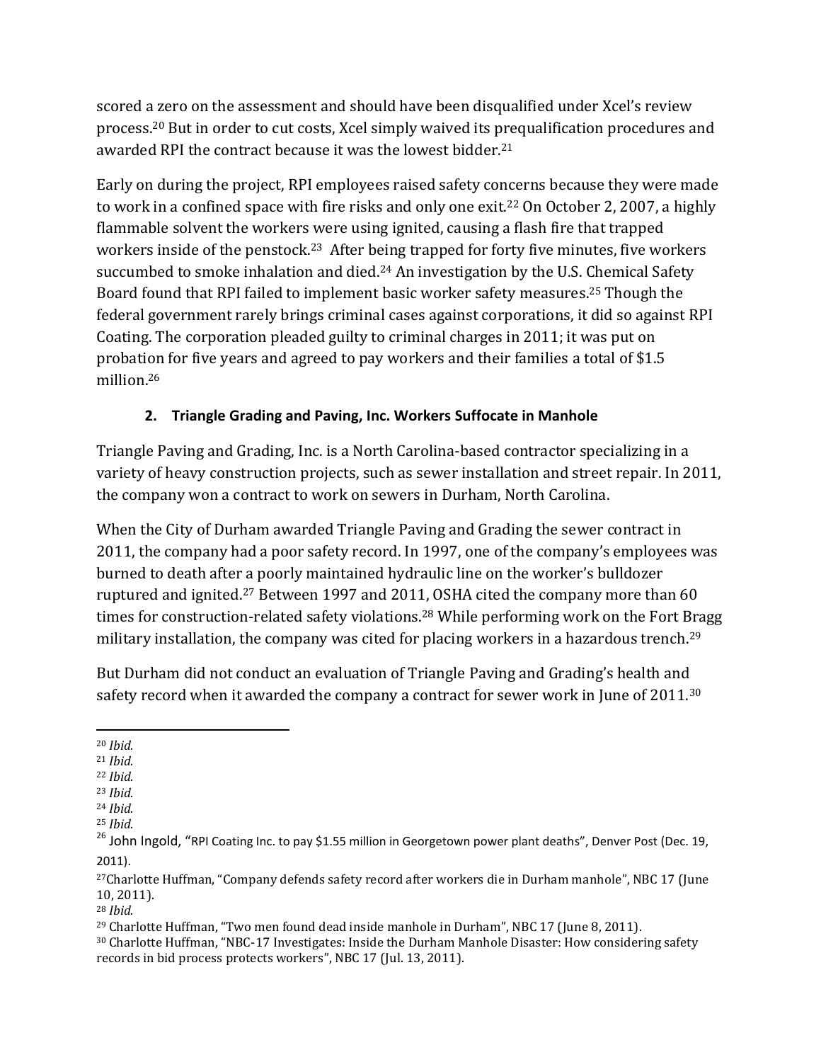scored a zero on the assessment and should have been disqualified under Xcel's review process.[20] But in order to cut costs, Xcel simply waived its prequalification procedures and awarded RPI the contract because it was the lowest bidder.[21]

Early on during the project, RPI employees raised safety concerns because they were made to work in a confined space with fire risks and only one exit.[22] On October 2, 2007, a highly flammable solvent the workers were using ignited, causing a flash fire that trapped workers inside of the penstock.[23] After being trapped for forty five minutes, five workers succumbed to smoke inhalation and died.[24] An investigation by the U.S. Chemical Safety Board found that RPI failed to implement basic worker safety measures.[25] Though the federal government rarely brings criminal cases against corporations, it did so against RPI Coating. The corporation pleaded guilty to criminal charges in 2011; it was put on probation for five years and agreed to pay workers and their families a total of $1.5 million.[26]

### 2. Triangle Grading and Paving, Inc. Workers Suffocate in Manhole

Triangle Paving and Grading, Inc. is a North Carolina-based contractor specializing in a variety of heavy construction projects, such as sewer installation and street repair. In 2011, the company won a contract to work on sewers in Durham, North Carolina.

When the City of Durham awarded Triangle Paving and Grading the sewer contract in 2011, the company had a poor safety record. In 1997, one of the company's employees was burned to death after a poorly maintained hydraulic line on the worker's bulldozer ruptured and ignited.[27] Between 1997 and 2011, OSHA cited the company more than 60 times for construction-related safety violations.[28] While performing work on the Fort Bragg military installation, the company was cited for placing workers in a hazardous trench.[29]

But Durham did not conduct an evaluation of Triangle Paving and Grading's health and safety record when it awarded the company a contract for sewer work in June of 2011.[30]

---

[20] *Ibid.*
[21] *Ibid.*
[22] *Ibid.*
[23] *Ibid.*
[24] *Ibid.*
[25] *Ibid.*
[26] John Ingold, "RPI Coating Inc. to pay $1.55 million in Georgetown power plant deaths", Denver Post (Dec. 19, 2011).
[27] Charlotte Huffman, "Company defends safety record after workers die in Durham manhole", NBC 17 (June 10, 2011).
[28] *Ibid.*
[29] Charlotte Huffman, "Two men found dead inside manhole in Durham", NBC 17 (June 8, 2011).
[30] Charlotte Huffman, "NBC-17 Investigates: Inside the Durham Manhole Disaster: How considering safety records in bid process protects workers", NBC 17 (Jul. 13, 2011).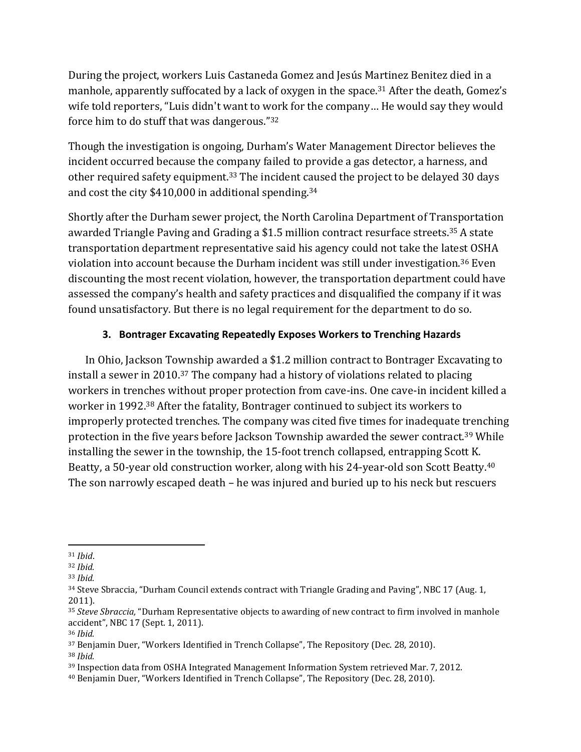During the project, workers Luis Castaneda Gomez and Jesús Martinez Benitez died in a manhole, apparently suffocated by a lack of oxygen in the space.[31] After the death, Gomez's wife told reporters, "Luis didn't want to work for the company… He would say they would force him to do stuff that was dangerous."[32]

Though the investigation is ongoing, Durham's Water Management Director believes the incident occurred because the company failed to provide a gas detector, a harness, and other required safety equipment.[33] The incident caused the project to be delayed 30 days and cost the city $410,000 in additional spending.[34]

Shortly after the Durham sewer project, the North Carolina Department of Transportation awarded Triangle Paving and Grading a $1.5 million contract resurface streets.[35] A state transportation department representative said his agency could not take the latest OSHA violation into account because the Durham incident was still under investigation.[36] Even discounting the most recent violation, however, the transportation department could have assessed the company's health and safety practices and disqualified the company if it was found unsatisfactory. But there is no legal requirement for the department to do so.

### 3. Bontrager Excavating Repeatedly Exposes Workers to Trenching Hazards

In Ohio, Jackson Township awarded a $1.2 million contract to Bontrager Excavating to install a sewer in 2010.[37] The company had a history of violations related to placing workers in trenches without proper protection from cave-ins. One cave-in incident killed a worker in 1992.[38] After the fatality, Bontrager continued to subject its workers to improperly protected trenches. The company was cited five times for inadequate trenching protection in the five years before Jackson Township awarded the sewer contract.[39] While installing the sewer in the township, the 15-foot trench collapsed, entrapping Scott K. Beatty, a 50-year old construction worker, along with his 24-year-old son Scott Beatty.[40] The son narrowly escaped death – he was injured and buried up to his neck but rescuers

---

[31] *Ibid*.

[32] *Ibid.*

[33] *Ibid.*

[34] Steve Sbraccia, "Durham Council extends contract with Triangle Grading and Paving", NBC 17 (Aug. 1, 2011).

[35] *Steve Sbraccia,* "Durham Representative objects to awarding of new contract to firm involved in manhole accident", NBC 17 (Sept. 1, 2011).

[36] *Ibid.*

[37] Benjamin Duer, "Workers Identified in Trench Collapse", The Repository (Dec. 28, 2010).

[38] *Ibid.*

[39] Inspection data from OSHA Integrated Management Information System retrieved Mar. 7, 2012.

[40] Benjamin Duer, "Workers Identified in Trench Collapse", The Repository (Dec. 28, 2010).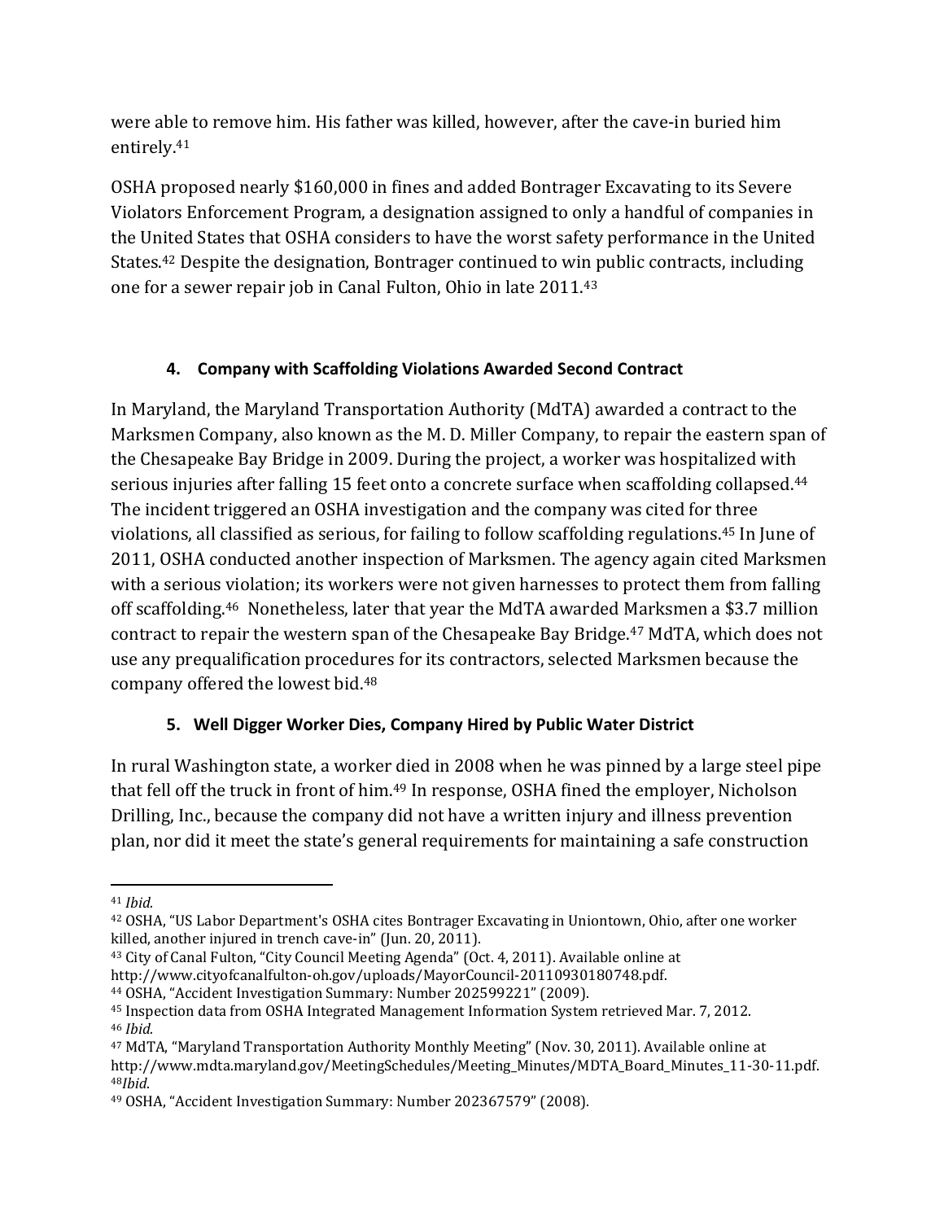were able to remove him. His father was killed, however, after the cave-in buried him entirely.[41]

OSHA proposed nearly $160,000 in fines and added Bontrager Excavating to its Severe Violators Enforcement Program, a designation assigned to only a handful of companies in the United States that OSHA considers to have the worst safety performance in the United States.[42] Despite the designation, Bontrager continued to win public contracts, including one for a sewer repair job in Canal Fulton, Ohio in late 2011.[43]

### 4. Company with Scaffolding Violations Awarded Second Contract

In Maryland, the Maryland Transportation Authority (MdTA) awarded a contract to the Marksmen Company, also known as the M. D. Miller Company, to repair the eastern span of the Chesapeake Bay Bridge in 2009. During the project, a worker was hospitalized with serious injuries after falling 15 feet onto a concrete surface when scaffolding collapsed.[44] The incident triggered an OSHA investigation and the company was cited for three violations, all classified as serious, for failing to follow scaffolding regulations.[45] In June of 2011, OSHA conducted another inspection of Marksmen. The agency again cited Marksmen with a serious violation; its workers were not given harnesses to protect them from falling off scaffolding.[46] Nonetheless, later that year the MdTA awarded Marksmen a $3.7 million contract to repair the western span of the Chesapeake Bay Bridge.[47] MdTA, which does not use any prequalification procedures for its contractors, selected Marksmen because the company offered the lowest bid.[48]

### 5. Well Digger Worker Dies, Company Hired by Public Water District

In rural Washington state, a worker died in 2008 when he was pinned by a large steel pipe that fell off the truck in front of him.[49] In response, OSHA fined the employer, Nicholson Drilling, Inc., because the company did not have a written injury and illness prevention plan, nor did it meet the state's general requirements for maintaining a safe construction

---

[41] *Ibid.*

[42] OSHA, "US Labor Department's OSHA cites Bontrager Excavating in Uniontown, Ohio, after one worker killed, another injured in trench cave-in" (Jun. 20, 2011).

[43] City of Canal Fulton, "City Council Meeting Agenda" (Oct. 4, 2011). Available online at http://www.cityofcanalfulton-oh.gov/uploads/MayorCouncil-20110930180748.pdf.

[44] OSHA, "Accident Investigation Summary: Number 202599221" (2009).

[45] Inspection data from OSHA Integrated Management Information System retrieved Mar. 7, 2012.

[46] *Ibid.*

[47] MdTA, "Maryland Transportation Authority Monthly Meeting" (Nov. 30, 2011). Available online at http://www.mdta.maryland.gov/MeetingSchedules/Meeting_Minutes/MDTA_Board_Minutes_11-30-11.pdf.

[48] *Ibid.*

[49] OSHA, "Accident Investigation Summary: Number 202367579" (2008).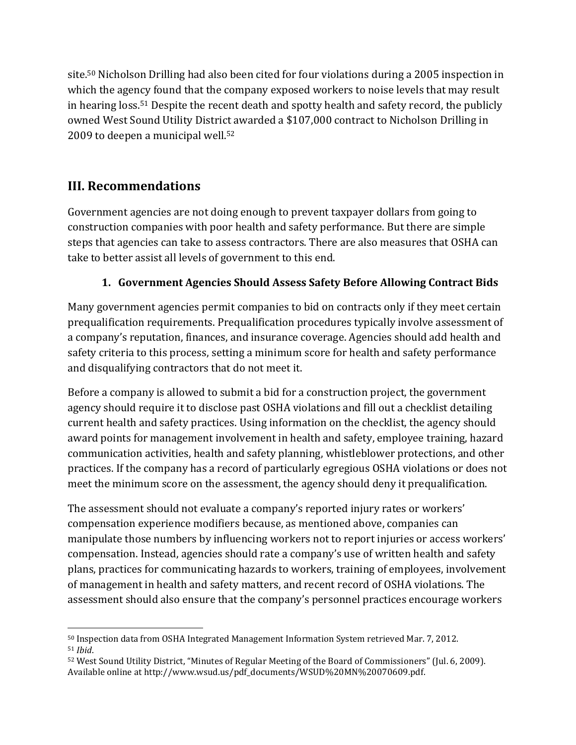site.[50] Nicholson Drilling had also been cited for four violations during a 2005 inspection in which the agency found that the company exposed workers to noise levels that may result in hearing loss.[51] Despite the recent death and spotty health and safety record, the publicly owned West Sound Utility District awarded a $107,000 contract to Nicholson Drilling in 2009 to deepen a municipal well.[52]

## III. Recommendations

Government agencies are not doing enough to prevent taxpayer dollars from going to construction companies with poor health and safety performance. But there are simple steps that agencies can take to assess contractors. There are also measures that OSHA can take to better assist all levels of government to this end.

### 1. Government Agencies Should Assess Safety Before Allowing Contract Bids

Many government agencies permit companies to bid on contracts only if they meet certain prequalification requirements. Prequalification procedures typically involve assessment of a company's reputation, finances, and insurance coverage. Agencies should add health and safety criteria to this process, setting a minimum score for health and safety performance and disqualifying contractors that do not meet it.

Before a company is allowed to submit a bid for a construction project, the government agency should require it to disclose past OSHA violations and fill out a checklist detailing current health and safety practices. Using information on the checklist, the agency should award points for management involvement in health and safety, employee training, hazard communication activities, health and safety planning, whistleblower protections, and other practices. If the company has a record of particularly egregious OSHA violations or does not meet the minimum score on the assessment, the agency should deny it prequalification.

The assessment should not evaluate a company's reported injury rates or workers' compensation experience modifiers because, as mentioned above, companies can manipulate those numbers by influencing workers not to report injuries or access workers' compensation. Instead, agencies should rate a company's use of written health and safety plans, practices for communicating hazards to workers, training of employees, involvement of management in health and safety matters, and recent record of OSHA violations. The assessment should also ensure that the company's personnel practices encourage workers

---

[50] Inspection data from OSHA Integrated Management Information System retrieved Mar. 7, 2012.

[51] *Ibid*.

[52] West Sound Utility District, "Minutes of Regular Meeting of the Board of Commissioners" (Jul. 6, 2009). Available online at http://www.wsud.us/pdf_documents/WSUD%20MN%20070609.pdf.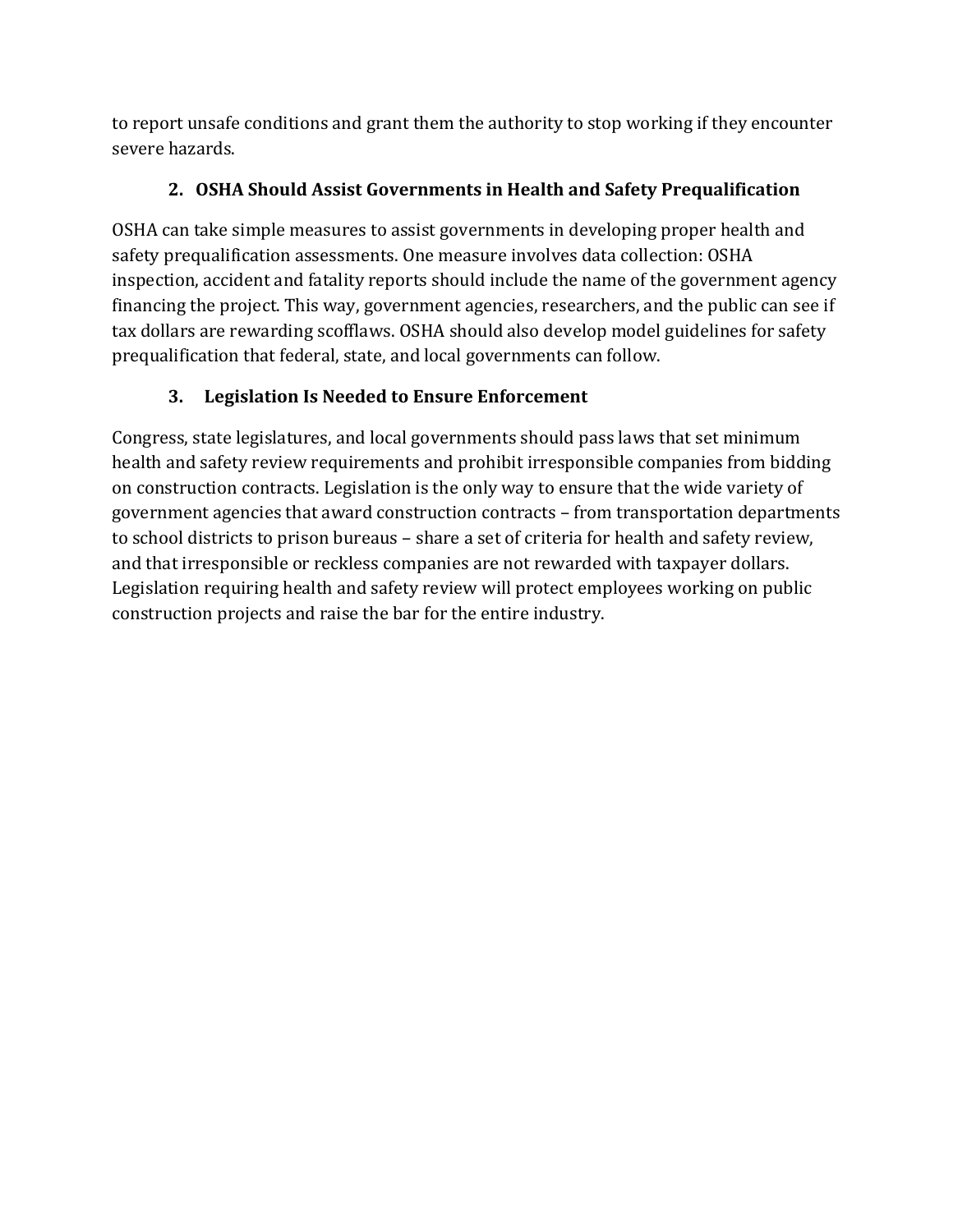to report unsafe conditions and grant them the authority to stop working if they encounter severe hazards.

### 2. OSHA Should Assist Governments in Health and Safety Prequalification

OSHA can take simple measures to assist governments in developing proper health and safety prequalification assessments. One measure involves data collection: OSHA inspection, accident and fatality reports should include the name of the government agency financing the project. This way, government agencies, researchers, and the public can see if tax dollars are rewarding scofflaws. OSHA should also develop model guidelines for safety prequalification that federal, state, and local governments can follow.

### 3. Legislation Is Needed to Ensure Enforcement

Congress, state legislatures, and local governments should pass laws that set minimum health and safety review requirements and prohibit irresponsible companies from bidding on construction contracts. Legislation is the only way to ensure that the wide variety of government agencies that award construction contracts – from transportation departments to school districts to prison bureaus – share a set of criteria for health and safety review, and that irresponsible or reckless companies are not rewarded with taxpayer dollars. Legislation requiring health and safety review will protect employees working on public construction projects and raise the bar for the entire industry.